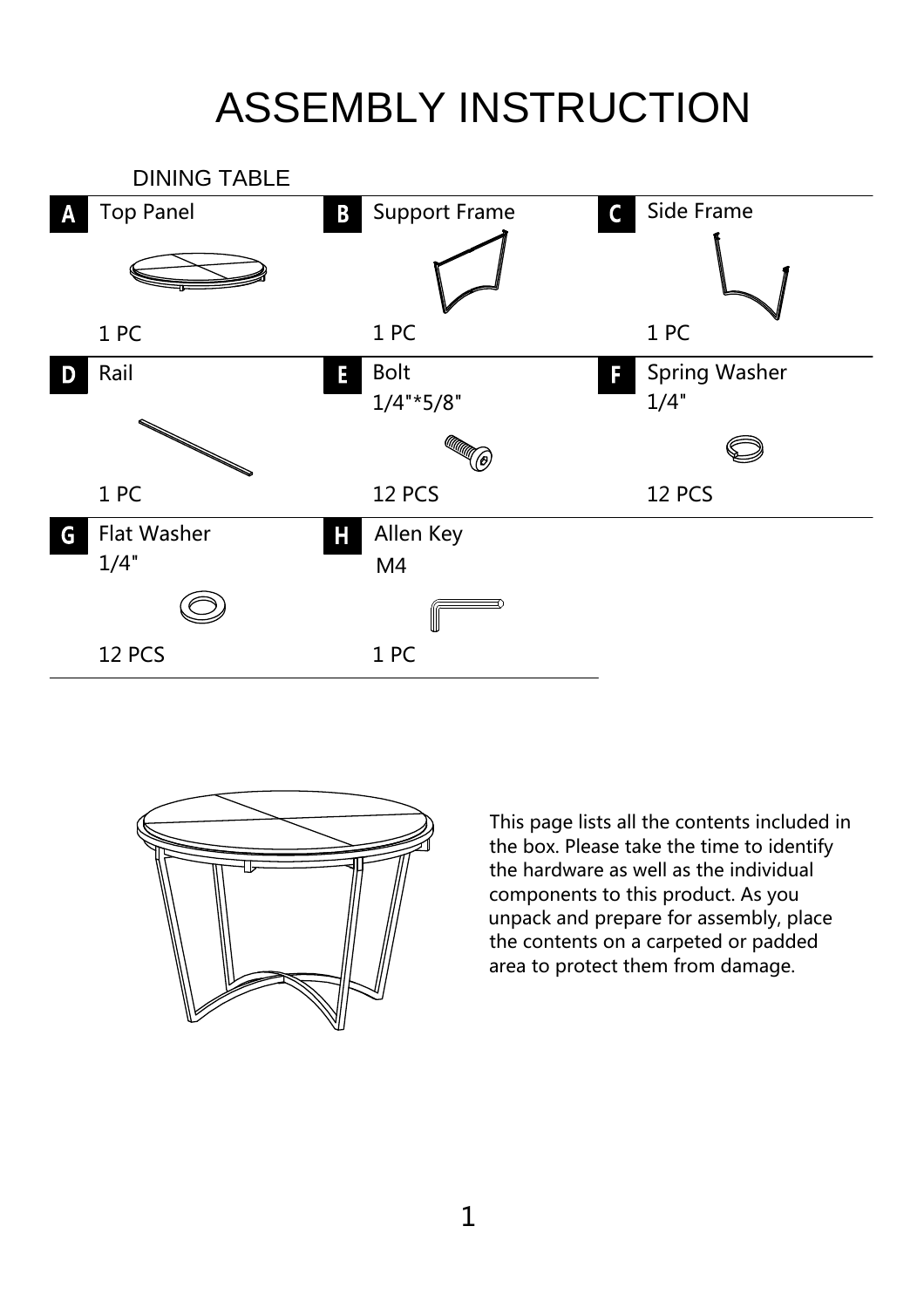# ASSEMBLY INSTRUCTION

## DINING TABLE

| Part | Name | Size | Quantity |
| --- | --- | --- | --- |
| A | Top Panel | | 1 PC |
| B | Support Frame | | 1 PC |
| C | Side Frame | | 1 PC |
| D | Rail | | 1 PC |
| E | Bolt | 1/4"*5/8" | 12 PCS |
| F | Spring Washer | 1/4" | 12 PCS |
| G | Flat Washer | 1/4" | 12 PCS |
| H | Allen Key | M4 | 1 PC |

This page lists all the contents included in the box. Please take the time to identify the hardware as well as the individual components to this product. As you unpack and prepare for assembly, place the contents on a carpeted or padded area to protect them from damage.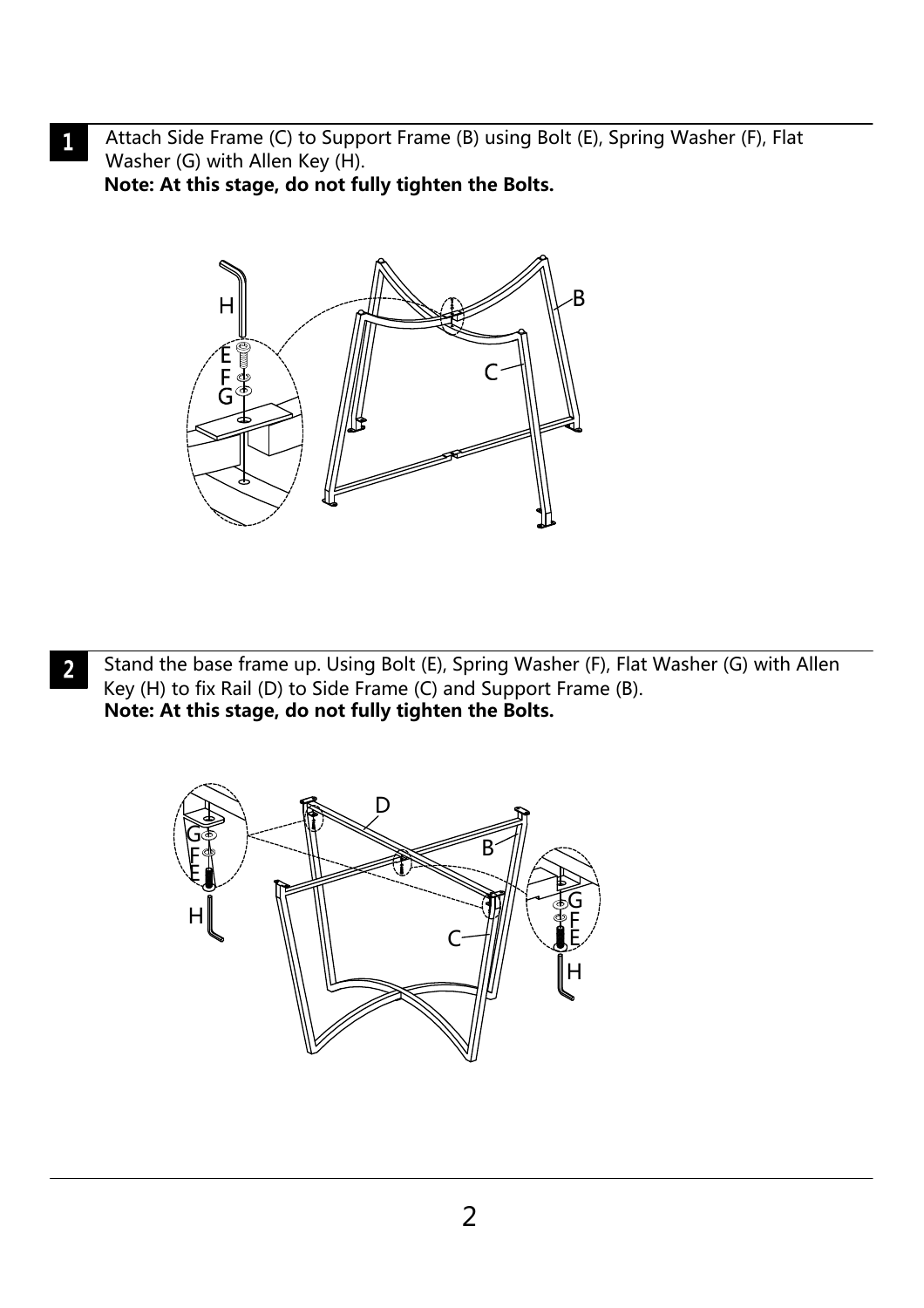**1** Attach Side Frame (C) to Support Frame (B) using Bolt (E), Spring Washer (F), Flat Washer (G) with Allen Key (H).

**Note: At this stage, do not fully tighten the Bolts.**

**2** Stand the base frame up. Using Bolt (E), Spring Washer (F), Flat Washer (G) with Allen Key (H) to fix Rail (D) to Side Frame (C) and Support Frame (B).

**Note: At this stage, do not fully tighten the Bolts.**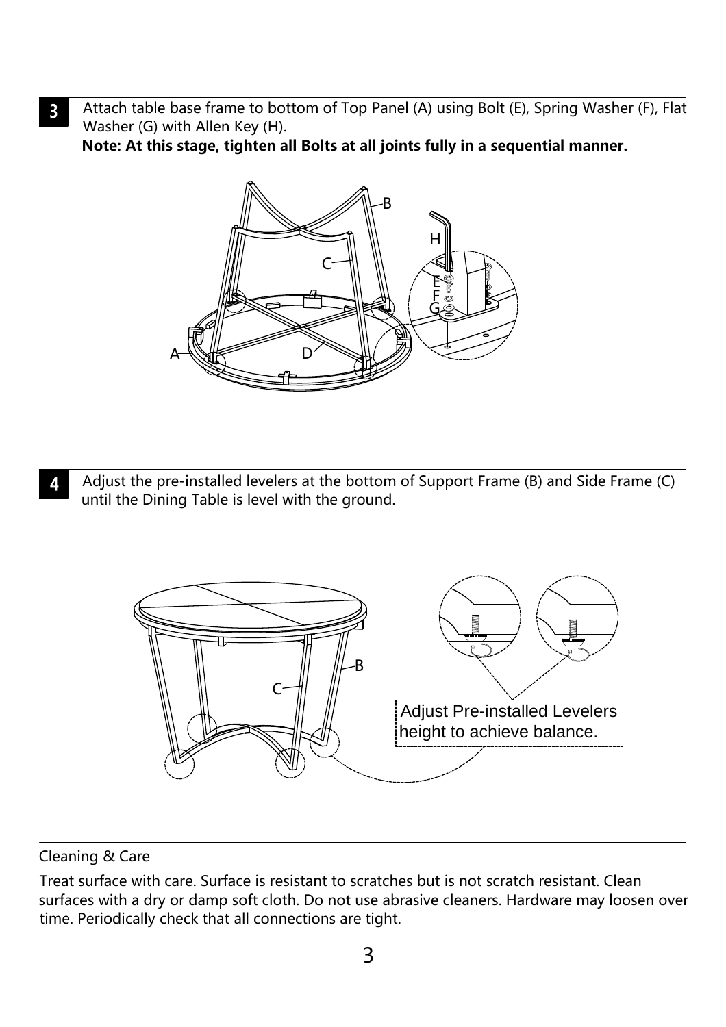**3** Attach table base frame to bottom of Top Panel (A) using Bolt (E), Spring Washer (F), Flat Washer (G) with Allen Key (H).

**Note: At this stage, tighten all Bolts at all joints fully in a sequential manner.**

B
H
C
E
F
G
A
D

**4** Adjust the pre-installed levelers at the bottom of Support Frame (B) and Side Frame (C) until the Dining Table is level with the ground.

B
C
Adjust Pre-installed Levelers height to achieve balance.

Cleaning & Care

Treat surface with care. Surface is resistant to scratches but is not scratch resistant. Clean surfaces with a dry or damp soft cloth. Do not use abrasive cleaners. Hardware may loosen over time. Periodically check that all connections are tight.